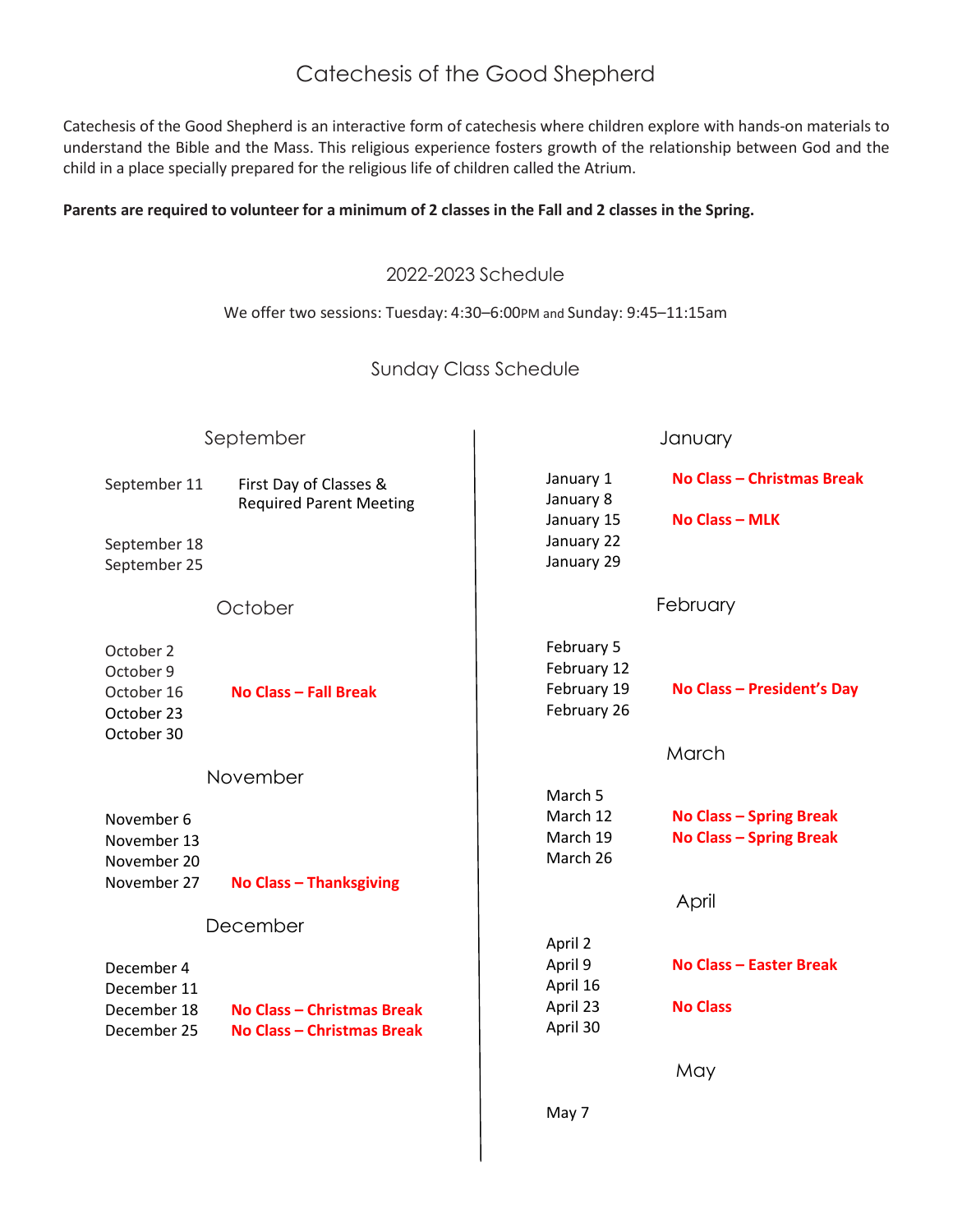# Catechesis of the Good Shepherd

Catechesis of the Good Shepherd is an interactive form of catechesis where children explore with hands-on materials to understand the Bible and the Mass. This religious experience fosters growth of the relationship between God and the child in a place specially prepared for the religious life of children called the Atrium.

**Parents are required to volunteer for a minimum of 2 classes in the Fall and 2 classes in the Spring.**

## 2022-2023 Schedule

We offer two sessions: Tuesday: 4:30–6:00PM and Sunday: 9:45–11:15am

## Sunday Class Schedule

### September

| Date | Note |
|---|---|
| September 11 | First Day of Classes & Required Parent Meeting |
| September 18 | |
| September 25 | |

### October

| Date | Note |
|---|---|
| October 2 | |
| October 9 | |
| October 16 | **No Class – Fall Break** |
| October 23 | |
| October 30 | |

### November

| Date | Note |
|---|---|
| November 6 | |
| November 13 | |
| November 20 | |
| November 27 | **No Class – Thanksgiving** |

### December

| Date | Note |
|---|---|
| December 4 | |
| December 11 | |
| December 18 | **No Class – Christmas Break** |
| December 25 | **No Class – Christmas Break** |

### January

| Date | Note |
|---|---|
| January 1 | **No Class – Christmas Break** |
| January 8 | |
| January 15 | **No Class – MLK** |
| January 22 | |
| January 29 | |

### February

| Date | Note |
|---|---|
| February 5 | |
| February 12 | |
| February 19 | **No Class – President's Day** |
| February 26 | |

### March

| Date | Note |
|---|---|
| March 5 | |
| March 12 | **No Class – Spring Break** |
| March 19 | **No Class – Spring Break** |
| March 26 | |

### April

| Date | Note |
|---|---|
| April 2 | |
| April 9 | **No Class – Easter Break** |
| April 16 | |
| April 23 | **No Class** |
| April 30 | |

### May

| Date | Note |
|---|---|
| May 7 | |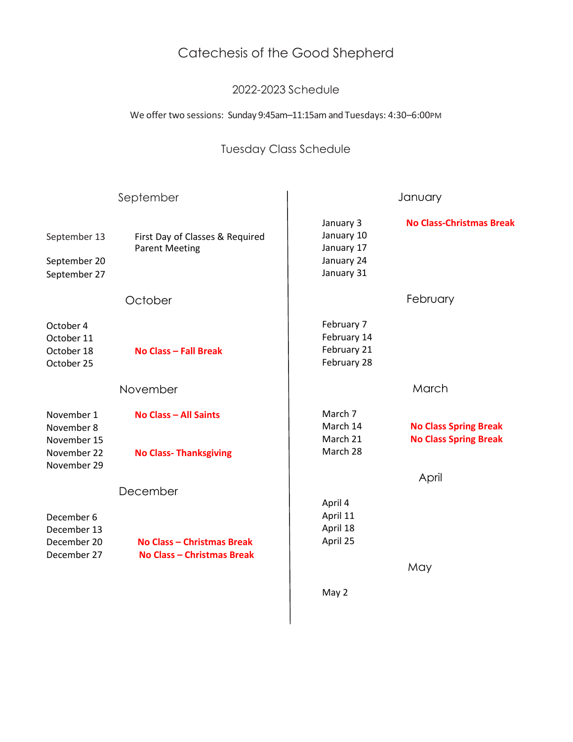# Catechesis of the Good Shepherd

## 2022-2023 Schedule

We offer two sessions: Sunday 9:45am–11:15am and Tuesdays: 4:30–6:00PM

## Tuesday Class Schedule

### September

September 13 First Day of Classes & Required Parent Meeting
September 20
September 27

### October

October 4
October 11
October 18 **No Class – Fall Break**
October 25

### November

November 1 **No Class – All Saints**
November 8
November 15
November 22 **No Class- Thanksgiving**
November 29

### December

December 6
December 13
December 20 **No Class – Christmas Break**
December 27 **No Class – Christmas Break**

### January

January 3 **No Class-Christmas Break**
January 10
January 17
January 24
January 31

### February

February 7
February 14
February 21
February 28

### March

March 7
March 14 **No Class Spring Break**
March 21 **No Class Spring Break**
March 28

### April

April 4
April 11
April 18
April 25

### May

May 2